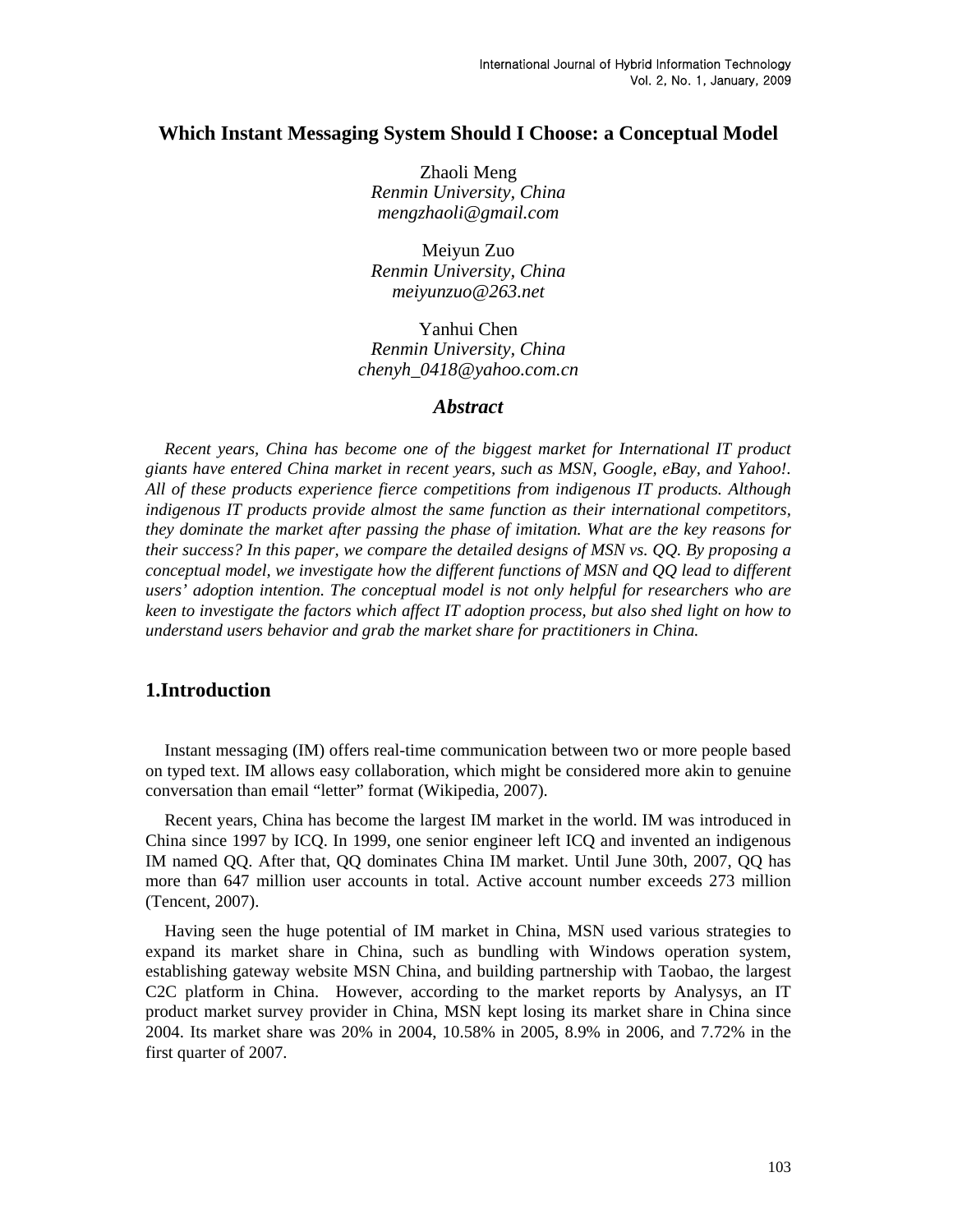# Which Instant Messaging System Should I Choose: a Conceptual Model

Zhaoli Meng
*Renmin University, China*
*mengzhaoli@gmail.com*

Meiyun Zuo
*Renmin University, China*
*meiyunzuo@263.net*

Yanhui Chen
*Renmin University, China*
*chenyh_0418@yahoo.com.cn*

## *Abstract*

*Recent years, China has become one of the biggest market for International IT product giants have entered China market in recent years, such as MSN, Google, eBay, and Yahoo!. All of these products experience fierce competitions from indigenous IT products. Although indigenous IT products provide almost the same function as their international competitors, they dominate the market after passing the phase of imitation. What are the key reasons for their success? In this paper, we compare the detailed designs of MSN vs. QQ. By proposing a conceptual model, we investigate how the different functions of MSN and QQ lead to different users' adoption intention. The conceptual model is not only helpful for researchers who are keen to investigate the factors which affect IT adoption process, but also shed light on how to understand users behavior and grab the market share for practitioners in China.*

## 1.Introduction

Instant messaging (IM) offers real-time communication between two or more people based on typed text. IM allows easy collaboration, which might be considered more akin to genuine conversation than email "letter" format (Wikipedia, 2007).

Recent years, China has become the largest IM market in the world. IM was introduced in China since 1997 by ICQ. In 1999, one senior engineer left ICQ and invented an indigenous IM named QQ. After that, QQ dominates China IM market. Until June 30th, 2007, QQ has more than 647 million user accounts in total. Active account number exceeds 273 million (Tencent, 2007).

Having seen the huge potential of IM market in China, MSN used various strategies to expand its market share in China, such as bundling with Windows operation system, establishing gateway website MSN China, and building partnership with Taobao, the largest C2C platform in China. However, according to the market reports by Analysys, an IT product market survey provider in China, MSN kept losing its market share in China since 2004. Its market share was 20% in 2004, 10.58% in 2005, 8.9% in 2006, and 7.72% in the first quarter of 2007.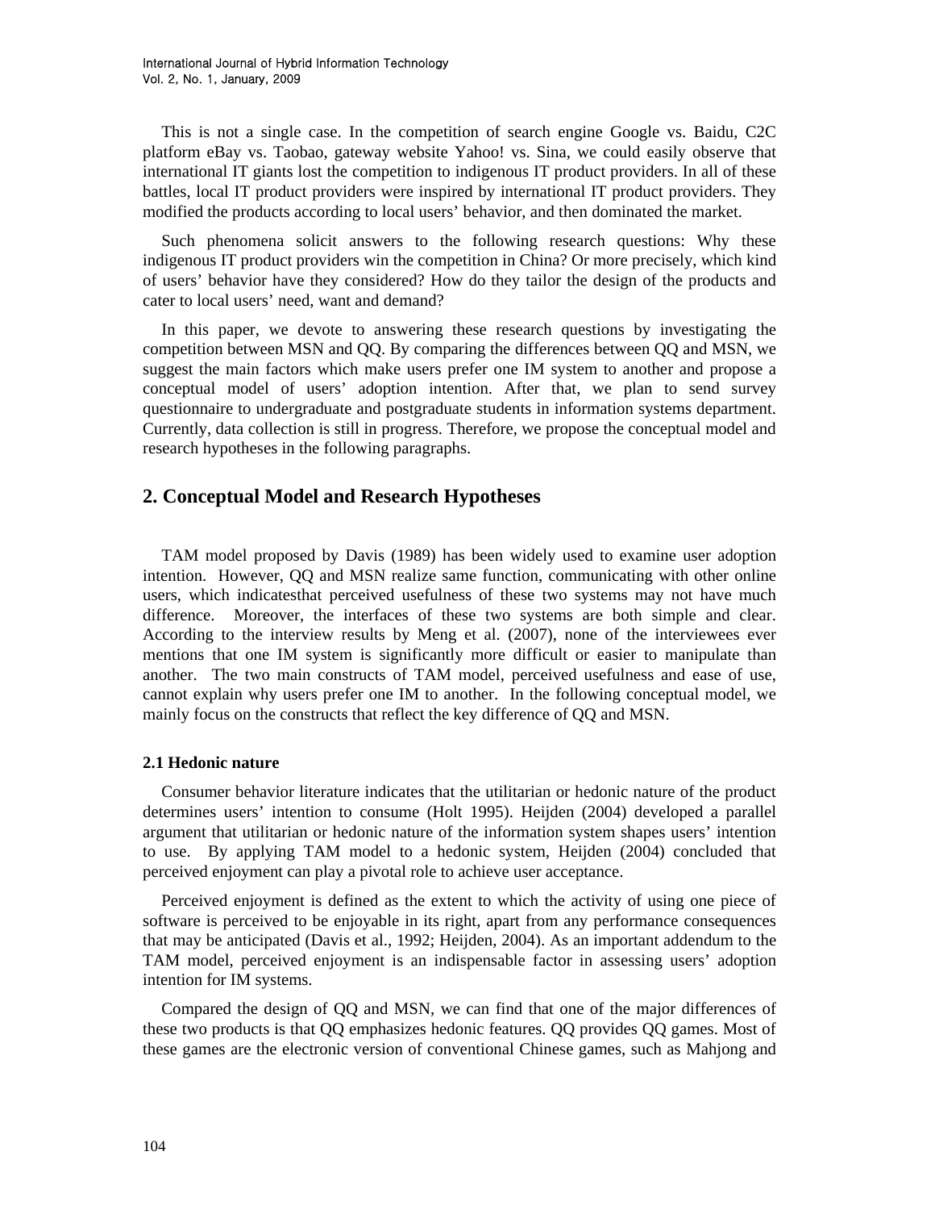This is not a single case. In the competition of search engine Google vs. Baidu, C2C platform eBay vs. Taobao, gateway website Yahoo! vs. Sina, we could easily observe that international IT giants lost the competition to indigenous IT product providers. In all of these battles, local IT product providers were inspired by international IT product providers. They modified the products according to local users' behavior, and then dominated the market.

Such phenomena solicit answers to the following research questions: Why these indigenous IT product providers win the competition in China? Or more precisely, which kind of users' behavior have they considered? How do they tailor the design of the products and cater to local users' need, want and demand?

In this paper, we devote to answering these research questions by investigating the competition between MSN and QQ. By comparing the differences between QQ and MSN, we suggest the main factors which make users prefer one IM system to another and propose a conceptual model of users' adoption intention. After that, we plan to send survey questionnaire to undergraduate and postgraduate students in information systems department. Currently, data collection is still in progress. Therefore, we propose the conceptual model and research hypotheses in the following paragraphs.

## 2. Conceptual Model and Research Hypotheses

TAM model proposed by Davis (1989) has been widely used to examine user adoption intention. However, QQ and MSN realize same function, communicating with other online users, which indicatesthat perceived usefulness of these two systems may not have much difference. Moreover, the interfaces of these two systems are both simple and clear. According to the interview results by Meng et al. (2007), none of the interviewees ever mentions that one IM system is significantly more difficult or easier to manipulate than another. The two main constructs of TAM model, perceived usefulness and ease of use, cannot explain why users prefer one IM to another. In the following conceptual model, we mainly focus on the constructs that reflect the key difference of QQ and MSN.

### 2.1 Hedonic nature

Consumer behavior literature indicates that the utilitarian or hedonic nature of the product determines users' intention to consume (Holt 1995). Heijden (2004) developed a parallel argument that utilitarian or hedonic nature of the information system shapes users' intention to use. By applying TAM model to a hedonic system, Heijden (2004) concluded that perceived enjoyment can play a pivotal role to achieve user acceptance.

Perceived enjoyment is defined as the extent to which the activity of using one piece of software is perceived to be enjoyable in its right, apart from any performance consequences that may be anticipated (Davis et al., 1992; Heijden, 2004). As an important addendum to the TAM model, perceived enjoyment is an indispensable factor in assessing users' adoption intention for IM systems.

Compared the design of QQ and MSN, we can find that one of the major differences of these two products is that QQ emphasizes hedonic features. QQ provides QQ games. Most of these games are the electronic version of conventional Chinese games, such as Mahjong and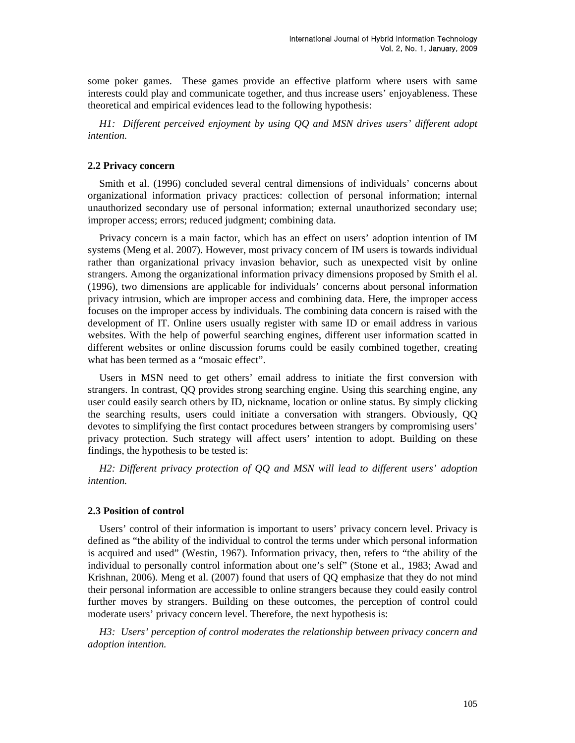some poker games. These games provide an effective platform where users with same interests could play and communicate together, and thus increase users' enjoyableness. These theoretical and empirical evidences lead to the following hypothesis:

*H1: Different perceived enjoyment by using QQ and MSN drives users' different adopt intention.*

### 2.2 Privacy concern

Smith et al. (1996) concluded several central dimensions of individuals' concerns about organizational information privacy practices: collection of personal information; internal unauthorized secondary use of personal information; external unauthorized secondary use; improper access; errors; reduced judgment; combining data.

Privacy concern is a main factor, which has an effect on users' adoption intention of IM systems (Meng et al. 2007). However, most privacy concern of IM users is towards individual rather than organizational privacy invasion behavior, such as unexpected visit by online strangers. Among the organizational information privacy dimensions proposed by Smith el al. (1996), two dimensions are applicable for individuals' concerns about personal information privacy intrusion, which are improper access and combining data. Here, the improper access focuses on the improper access by individuals. The combining data concern is raised with the development of IT. Online users usually register with same ID or email address in various websites. With the help of powerful searching engines, different user information scatted in different websites or online discussion forums could be easily combined together, creating what has been termed as a "mosaic effect".

Users in MSN need to get others' email address to initiate the first conversion with strangers. In contrast, QQ provides strong searching engine. Using this searching engine, any user could easily search others by ID, nickname, location or online status. By simply clicking the searching results, users could initiate a conversation with strangers. Obviously, QQ devotes to simplifying the first contact procedures between strangers by compromising users' privacy protection. Such strategy will affect users' intention to adopt. Building on these findings, the hypothesis to be tested is:

*H2: Different privacy protection of QQ and MSN will lead to different users' adoption intention.*

### 2.3 Position of control

Users' control of their information is important to users' privacy concern level. Privacy is defined as "the ability of the individual to control the terms under which personal information is acquired and used" (Westin, 1967). Information privacy, then, refers to "the ability of the individual to personally control information about one's self" (Stone et al., 1983; Awad and Krishnan, 2006). Meng et al. (2007) found that users of QQ emphasize that they do not mind their personal information are accessible to online strangers because they could easily control further moves by strangers. Building on these outcomes, the perception of control could moderate users' privacy concern level. Therefore, the next hypothesis is:

*H3: Users' perception of control moderates the relationship between privacy concern and adoption intention.*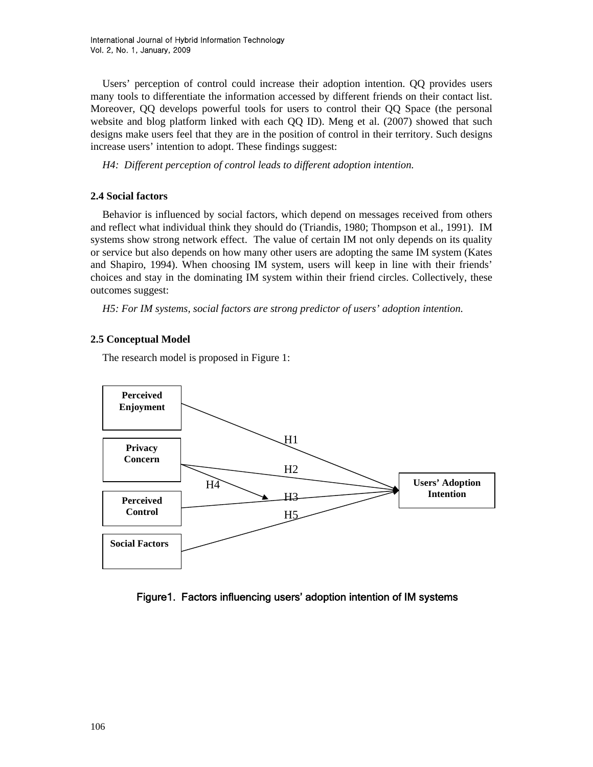Users' perception of control could increase their adoption intention. QQ provides users many tools to differentiate the information accessed by different friends on their contact list. Moreover, QQ develops powerful tools for users to control their QQ Space (the personal website and blog platform linked with each QQ ID). Meng et al. (2007) showed that such designs make users feel that they are in the position of control in their territory. Such designs increase users' intention to adopt. These findings suggest:

*H4: Different perception of control leads to different adoption intention.*

### 2.4 Social factors

Behavior is influenced by social factors, which depend on messages received from others and reflect what individual think they should do (Triandis, 1980; Thompson et al., 1991). IM systems show strong network effect. The value of certain IM not only depends on its quality or service but also depends on how many other users are adopting the same IM system (Kates and Shapiro, 1994). When choosing IM system, users will keep in line with their friends' choices and stay in the dominating IM system within their friend circles. Collectively, these outcomes suggest:

*H5: For IM systems, social factors are strong predictor of users' adoption intention.*

### 2.5 Conceptual Model

The research model is proposed in Figure 1:

**Perceived Enjoyment** —H1→ **Users' Adoption Intention**

**Privacy Concern** —H2→ **Users' Adoption Intention**

**Privacy Concern** —H4→ (path H3)

**Perceived Control** —H3→ **Users' Adoption Intention**

**Social Factors** —H5→ **Users' Adoption Intention**

Figure1. Factors influencing users' adoption intention of IM systems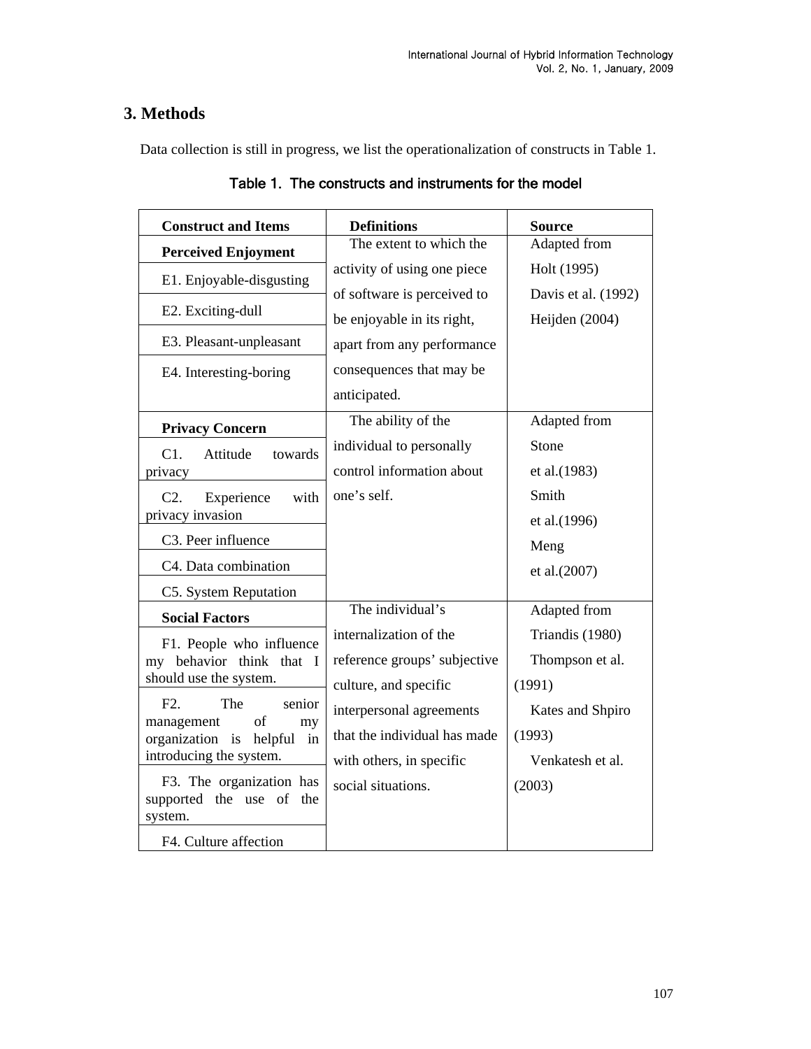## 3. Methods

Data collection is still in progress, we list the operationalization of constructs in Table 1.

Table 1. The constructs and instruments for the model

| Construct and Items | Definitions | Source |
|---|---|---|
| **Perceived Enjoyment** | The extent to which the activity of using one piece of software is perceived to be enjoyable in its right, apart from any performance consequences that may be anticipated. | Adapted from Holt (1995) Davis et al. (1992) Heijden (2004) |
| E1. Enjoyable-disgusting | | |
| E2. Exciting-dull | | |
| E3. Pleasant-unpleasant | | |
| E4. Interesting-boring | | |
| **Privacy Concern** | The ability of the individual to personally control information about one's self. | Adapted from Stone et al.(1983) Smith et al.(1996) Meng et al.(2007) |
| C1. Attitude towards privacy | | |
| C2. Experience with privacy invasion | | |
| C3. Peer influence | | |
| C4. Data combination | | |
| C5. System Reputation | | |
| **Social Factors** | The individual's internalization of the reference groups' subjective culture, and specific interpersonal agreements that the individual has made with others, in specific social situations. | Adapted from Triandis (1980) Thompson et al. (1991) Kates and Shpiro (1993) Venkatesh et al. (2003) |
| F1. People who influence my behavior think that I should use the system. | | |
| F2. The senior management of my organization is helpful in introducing the system. | | |
| F3. The organization has supported the use of the system. | | |
| F4. Culture affection | | |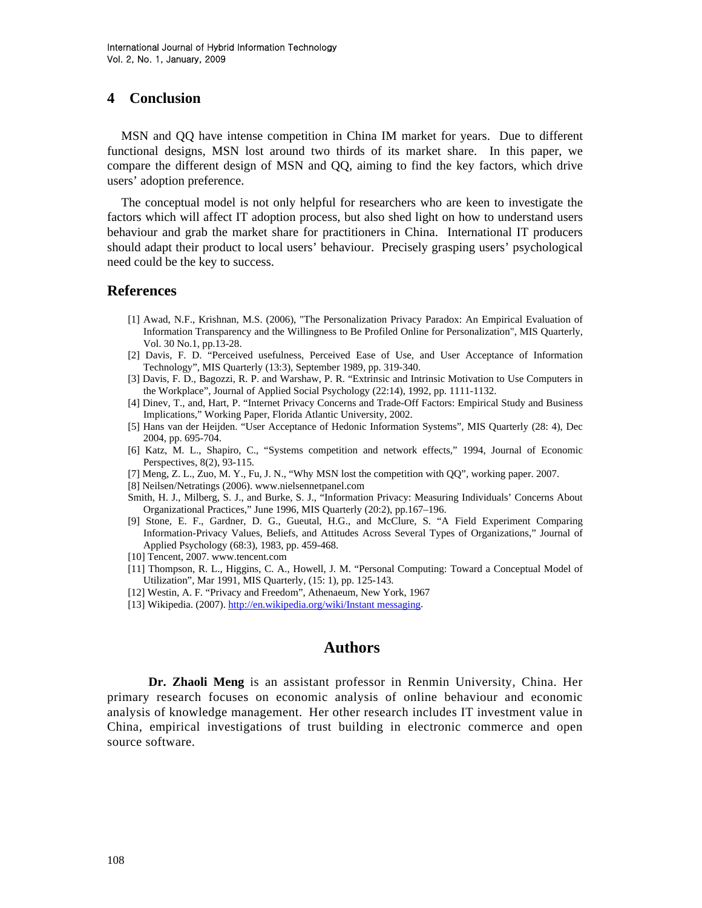## 4 Conclusion

MSN and QQ have intense competition in China IM market for years. Due to different functional designs, MSN lost around two thirds of its market share. In this paper, we compare the different design of MSN and QQ, aiming to find the key factors, which drive users' adoption preference.

The conceptual model is not only helpful for researchers who are keen to investigate the factors which will affect IT adoption process, but also shed light on how to understand users behaviour and grab the market share for practitioners in China. International IT producers should adapt their product to local users' behaviour. Precisely grasping users' psychological need could be the key to success.

## References

[1] Awad, N.F., Krishnan, M.S. (2006), "The Personalization Privacy Paradox: An Empirical Evaluation of Information Transparency and the Willingness to Be Profiled Online for Personalization", MIS Quarterly, Vol. 30 No.1, pp.13-28.

[2] Davis, F. D. "Perceived usefulness, Perceived Ease of Use, and User Acceptance of Information Technology", MIS Quarterly (13:3), September 1989, pp. 319-340.

[3] Davis, F. D., Bagozzi, R. P. and Warshaw, P. R. "Extrinsic and Intrinsic Motivation to Use Computers in the Workplace", Journal of Applied Social Psychology (22:14), 1992, pp. 1111-1132.

[4] Dinev, T., and, Hart, P. "Internet Privacy Concerns and Trade-Off Factors: Empirical Study and Business Implications," Working Paper, Florida Atlantic University, 2002.

[5] Hans van der Heijden. "User Acceptance of Hedonic Information Systems", MIS Quarterly (28: 4), Dec 2004, pp. 695-704.

[6] Katz, M. L., Shapiro, C., "Systems competition and network effects," 1994, Journal of Economic Perspectives, 8(2), 93-115.

[7] Meng, Z. L., Zuo, M. Y., Fu, J. N., "Why MSN lost the competition with QQ", working paper. 2007.

[8] Neilsen/Netratings (2006). www.nielsennetpanel.com

Smith, H. J., Milberg, S. J., and Burke, S. J., "Information Privacy: Measuring Individuals' Concerns About Organizational Practices," June 1996, MIS Quarterly (20:2), pp.167–196.

[9] Stone, E. F., Gardner, D. G., Gueutal, H.G., and McClure, S. "A Field Experiment Comparing Information-Privacy Values, Beliefs, and Attitudes Across Several Types of Organizations," Journal of Applied Psychology (68:3), 1983, pp. 459-468.

[10] Tencent, 2007. www.tencent.com

[11] Thompson, R. L., Higgins, C. A., Howell, J. M. "Personal Computing: Toward a Conceptual Model of Utilization", Mar 1991, MIS Quarterly, (15: 1), pp. 125-143.

[12] Westin, A. F. "Privacy and Freedom", Athenaeum, New York, 1967

[13] Wikipedia. (2007). http://en.wikipedia.org/wiki/Instant messaging.

## Authors

**Dr. Zhaoli Meng** is an assistant professor in Renmin University, China. Her primary research focuses on economic analysis of online behaviour and economic analysis of knowledge management. Her other research includes IT investment value in China, empirical investigations of trust building in electronic commerce and open source software.